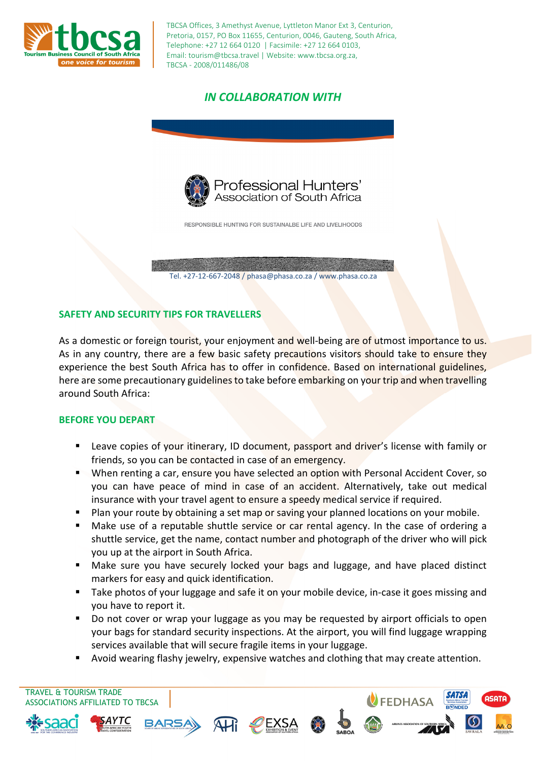TBCSA Offices, 3 Amethyst Avenue, Lyttleton Manor Ext 3, Centurion, Pretoria, 0157, PO Box 11655, Centurion, 0046, Gauteng, South Africa, Telephone: +27 12 664 0120 | Facsimile: +27 12 664 0103, Email: tourism@tbcsa.travel | Website: www.tbcsa.org.za, TBCSA - 2008/011486/08

*IN COLLABORATION WITH*

Professional Hunters' Association of South Africa

RESPONSIBLE HUNTING FOR SUSTAINALBE LIFE AND LIVELIHOODS

Tel. +27-12-667-2048 / phasa@phasa.co.za / www.phasa.co.za

## SAFETY AND SECURITY TIPS FOR TRAVELLERS

As a domestic or foreign tourist, your enjoyment and well-being are of utmost importance to us. As in any country, there are a few basic safety precautions visitors should take to ensure they experience the best South Africa has to offer in confidence. Based on international guidelines, here are some precautionary guidelines to take before embarking on your trip and when travelling around South Africa:

### BEFORE YOU DEPART

- Leave copies of your itinerary, ID document, passport and driver's license with family or friends, so you can be contacted in case of an emergency.
- When renting a car, ensure you have selected an option with Personal Accident Cover, so you can have peace of mind in case of an accident. Alternatively, take out medical insurance with your travel agent to ensure a speedy medical service if required.
- Plan your route by obtaining a set map or saving your planned locations on your mobile.
- Make use of a reputable shuttle service or car rental agency. In the case of ordering a shuttle service, get the name, contact number and photograph of the driver who will pick you up at the airport in South Africa.
- Make sure you have securely locked your bags and luggage, and have placed distinct markers for easy and quick identification.
- Take photos of your luggage and safe it on your mobile device, in-case it goes missing and you have to report it.
- Do not cover or wrap your luggage as you may be requested by airport officials to open your bags for standard security inspections. At the airport, you will find luggage wrapping services available that will secure fragile items in your luggage.
- Avoid wearing flashy jewelry, expensive watches and clothing that may create attention.

TRAVEL & TOURISM TRADE ASSOCIATIONS AFFILIATED TO TBCSA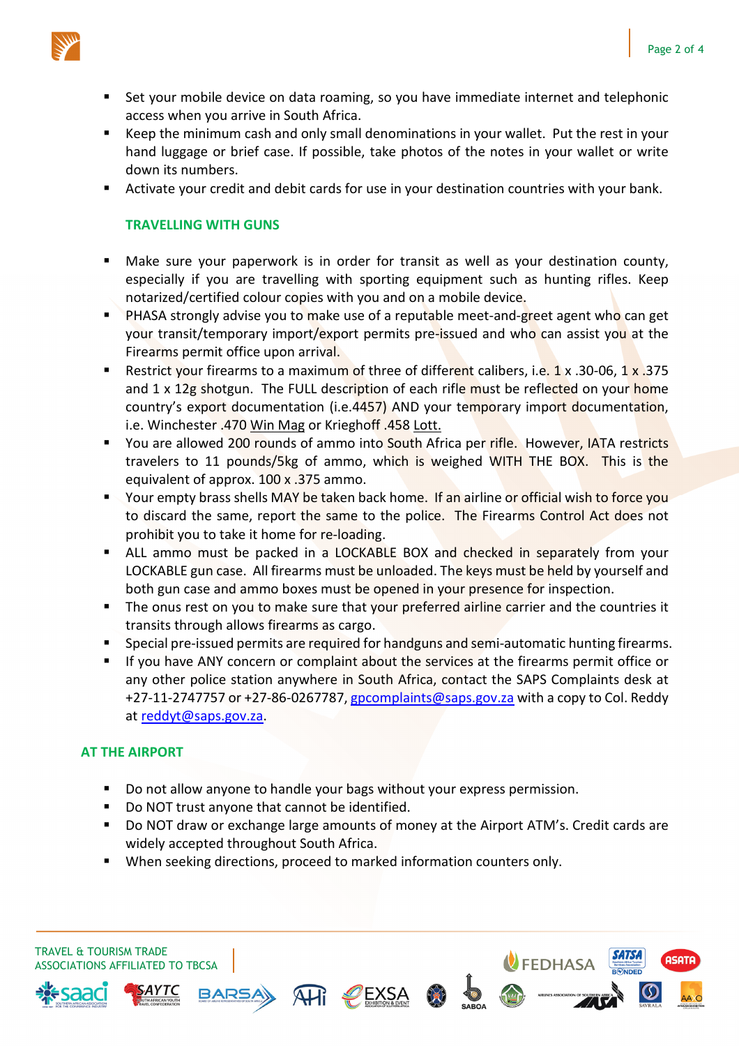- Set your mobile device on data roaming, so you have immediate internet and telephonic access when you arrive in South Africa.
- Keep the minimum cash and only small denominations in your wallet. Put the rest in your hand luggage or brief case. If possible, take photos of the notes in your wallet or write down its numbers.
- Activate your credit and debit cards for use in your destination countries with your bank.

### TRAVELLING WITH GUNS

- Make sure your paperwork is in order for transit as well as your destination county, especially if you are travelling with sporting equipment such as hunting rifles. Keep notarized/certified colour copies with you and on a mobile device.
- PHASA strongly advise you to make use of a reputable meet-and-greet agent who can get your transit/temporary import/export permits pre-issued and who can assist you at the Firearms permit office upon arrival.
- Restrict your firearms to a maximum of three of different calibers, i.e. 1 x .30-06, 1 x .375 and 1 x 12g shotgun. The FULL description of each rifle must be reflected on your home country's export documentation (i.e.4457) AND your temporary import documentation, i.e. Winchester .470 Win Mag or Krieghoff .458 Lott.
- You are allowed 200 rounds of ammo into South Africa per rifle. However, IATA restricts travelers to 11 pounds/5kg of ammo, which is weighed WITH THE BOX. This is the equivalent of approx. 100 x .375 ammo.
- Your empty brass shells MAY be taken back home. If an airline or official wish to force you to discard the same, report the same to the police. The Firearms Control Act does not prohibit you to take it home for re-loading.
- ALL ammo must be packed in a LOCKABLE BOX and checked in separately from your LOCKABLE gun case. All firearms must be unloaded. The keys must be held by yourself and both gun case and ammo boxes must be opened in your presence for inspection.
- The onus rest on you to make sure that your preferred airline carrier and the countries it transits through allows firearms as cargo.
- Special pre-issued permits are required for handguns and semi-automatic hunting firearms.
- If you have ANY concern or complaint about the services at the firearms permit office or any other police station anywhere in South Africa, contact the SAPS Complaints desk at +27-11-2747757 or +27-86-0267787, gpcomplaints@saps.gov.za with a copy to Col. Reddy at reddyt@saps.gov.za.

### AT THE AIRPORT

- Do not allow anyone to handle your bags without your express permission.
- Do NOT trust anyone that cannot be identified.
- Do NOT draw or exchange large amounts of money at the Airport ATM's. Credit cards are widely accepted throughout South Africa.
- When seeking directions, proceed to marked information counters only.

TRAVEL & TOURISM TRADE ASSOCIATIONS AFFILIATED TO TBCSA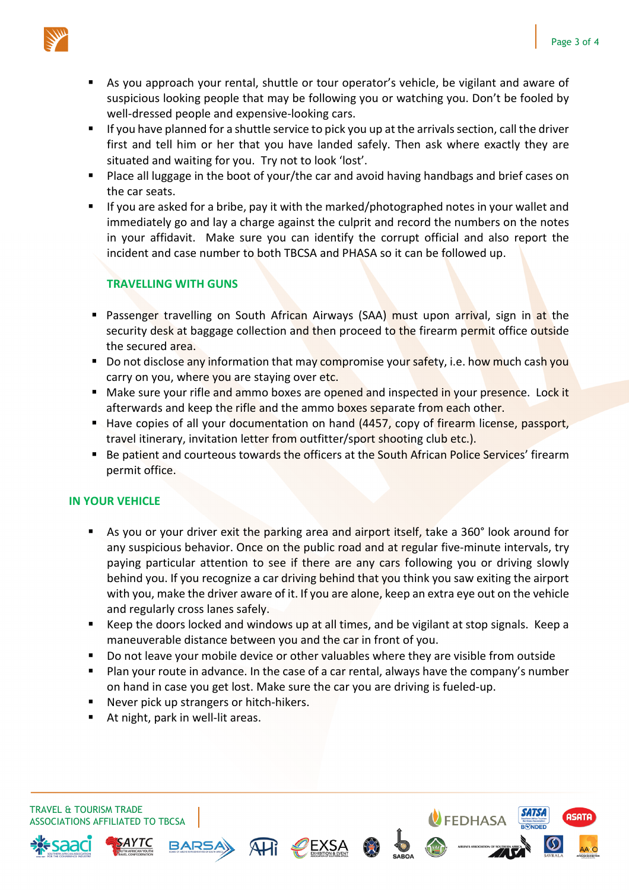- As you approach your rental, shuttle or tour operator's vehicle, be vigilant and aware of suspicious looking people that may be following you or watching you. Don't be fooled by well-dressed people and expensive-looking cars.
- If you have planned for a shuttle service to pick you up at the arrivals section, call the driver first and tell him or her that you have landed safely. Then ask where exactly they are situated and waiting for you. Try not to look 'lost'.
- Place all luggage in the boot of your/the car and avoid having handbags and brief cases on the car seats.
- If you are asked for a bribe, pay it with the marked/photographed notes in your wallet and immediately go and lay a charge against the culprit and record the numbers on the notes in your affidavit. Make sure you can identify the corrupt official and also report the incident and case number to both TBCSA and PHASA so it can be followed up.

### TRAVELLING WITH GUNS

- Passenger travelling on South African Airways (SAA) must upon arrival, sign in at the security desk at baggage collection and then proceed to the firearm permit office outside the secured area.
- Do not disclose any information that may compromise your safety, i.e. how much cash you carry on you, where you are staying over etc.
- Make sure your rifle and ammo boxes are opened and inspected in your presence. Lock it afterwards and keep the rifle and the ammo boxes separate from each other.
- Have copies of all your documentation on hand (4457, copy of firearm license, passport, travel itinerary, invitation letter from outfitter/sport shooting club etc.).
- Be patient and courteous towards the officers at the South African Police Services' firearm permit office.

## IN YOUR VEHICLE

- As you or your driver exit the parking area and airport itself, take a 360° look around for any suspicious behavior. Once on the public road and at regular five-minute intervals, try paying particular attention to see if there are any cars following you or driving slowly behind you. If you recognize a car driving behind that you think you saw exiting the airport with you, make the driver aware of it. If you are alone, keep an extra eye out on the vehicle and regularly cross lanes safely.
- Keep the doors locked and windows up at all times, and be vigilant at stop signals. Keep a maneuverable distance between you and the car in front of you.
- Do not leave your mobile device or other valuables where they are visible from outside
- Plan your route in advance. In the case of a car rental, always have the company's number on hand in case you get lost. Make sure the car you are driving is fueled-up.
- Never pick up strangers or hitch-hikers.
- At night, park in well-lit areas.

TRAVEL & TOURISM TRADE ASSOCIATIONS AFFILIATED TO TBCSA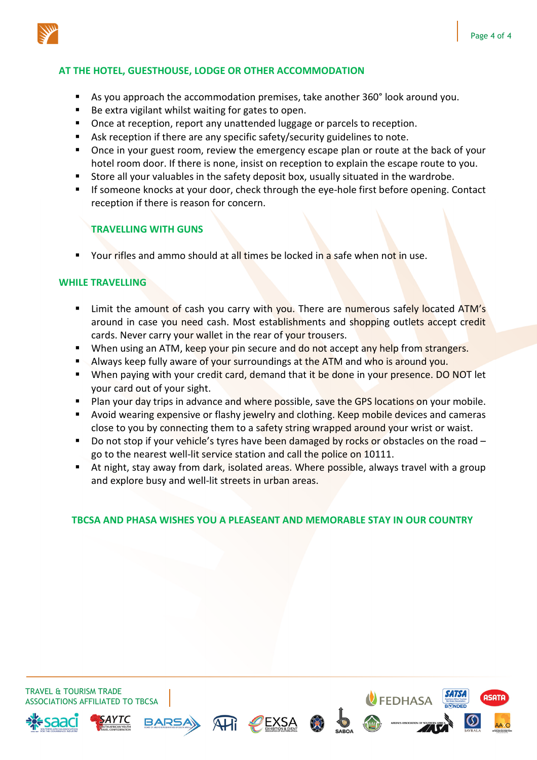## AT THE HOTEL, GUESTHOUSE, LODGE OR OTHER ACCOMMODATION

- As you approach the accommodation premises, take another 360° look around you.
- Be extra vigilant whilst waiting for gates to open.
- Once at reception, report any unattended luggage or parcels to reception.
- Ask reception if there are any specific safety/security guidelines to note.
- Once in your guest room, review the emergency escape plan or route at the back of your hotel room door. If there is none, insist on reception to explain the escape route to you.
- Store all your valuables in the safety deposit box, usually situated in the wardrobe.
- If someone knocks at your door, check through the eye-hole first before opening. Contact reception if there is reason for concern.

### TRAVELLING WITH GUNS

- Your rifles and ammo should at all times be locked in a safe when not in use.

## WHILE TRAVELLING

- Limit the amount of cash you carry with you. There are numerous safely located ATM's around in case you need cash. Most establishments and shopping outlets accept credit cards. Never carry your wallet in the rear of your trousers.
- When using an ATM, keep your pin secure and do not accept any help from strangers.
- Always keep fully aware of your surroundings at the ATM and who is around you.
- When paying with your credit card, demand that it be done in your presence. DO NOT let your card out of your sight.
- Plan your day trips in advance and where possible, save the GPS locations on your mobile.
- Avoid wearing expensive or flashy jewelry and clothing. Keep mobile devices and cameras close to you by connecting them to a safety string wrapped around your wrist or waist.
- Do not stop if your vehicle's tyres have been damaged by rocks or obstacles on the road – go to the nearest well-lit service station and call the police on 10111.
- At night, stay away from dark, isolated areas. Where possible, always travel with a group and explore busy and well-lit streets in urban areas.

**TBCSA AND PHASA WISHES YOU A PLEASEANT AND MEMORABLE STAY IN OUR COUNTRY**

TRAVEL & TOURISM TRADE ASSOCIATIONS AFFILIATED TO TBCSA